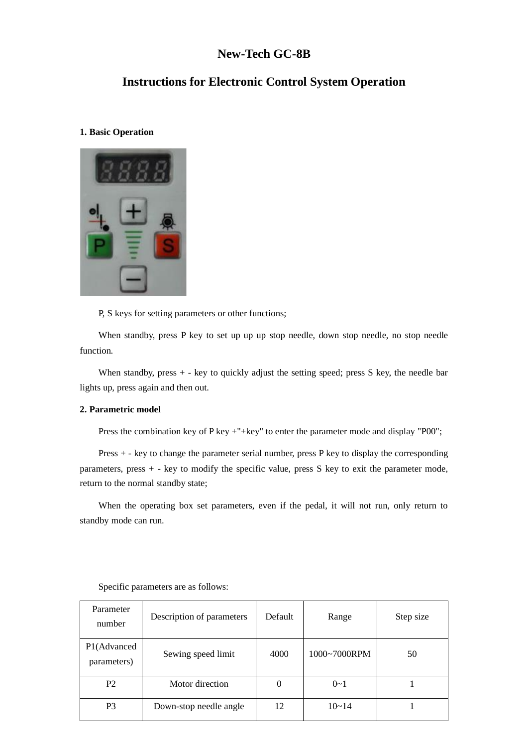# New-Tech GC-8B

# Instructions for Electronic Control System Operation

## 1. Basic Operation

P, S keys for setting parameters or other functions;

When standby, press P key to set up up up stop needle, down stop needle, no stop needle function.

When standby, press + - key to quickly adjust the setting speed; press S key, the needle bar lights up, press again and then out.

## 2. Parametric model

Press the combination key of P key +"+key" to enter the parameter mode and display "P00";

Press + - key to change the parameter serial number, press P key to display the corresponding parameters, press + - key to modify the specific value, press S key to exit the parameter mode, return to the normal standby state;

When the operating box set parameters, even if the pedal, it will not run, only return to standby mode can run.

Specific parameters are as follows:

| Parameter number | Description of parameters | Default | Range | Step size |
|---|---|---|---|---|
| P1(Advanced parameters) | Sewing speed limit | 4000 | 1000~7000RPM | 50 |
| P2 | Motor direction | 0 | 0~1 | 1 |
| P3 | Down-stop needle angle | 12 | 10~14 | 1 |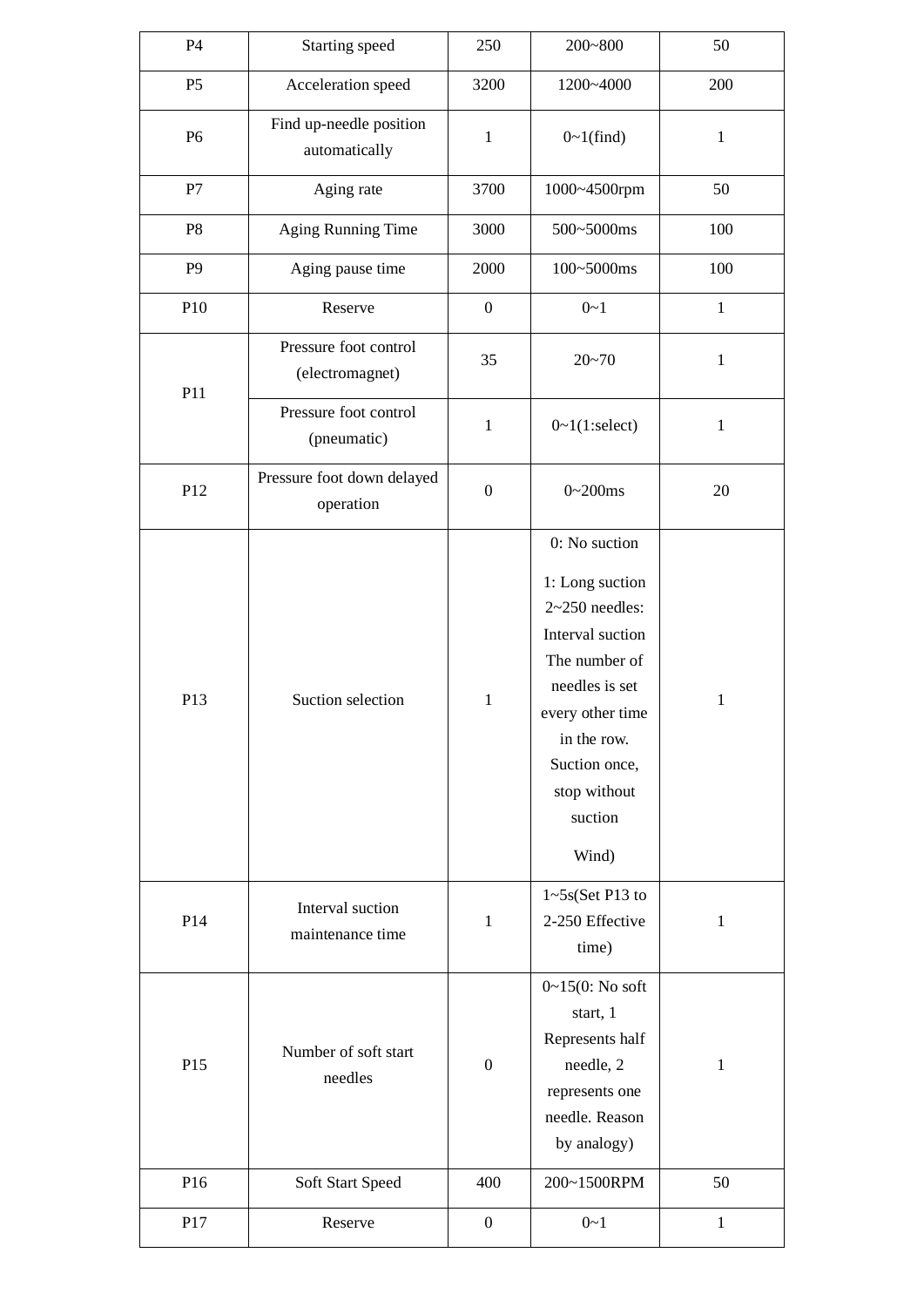| P4 | Starting speed | 250 | 200~800 | 50 |
|---|---|---|---|---|
| P5 | Acceleration speed | 3200 | 1200~4000 | 200 |
| P6 | Find up-needle position automatically | 1 | 0~1(find) | 1 |
| P7 | Aging rate | 3700 | 1000~4500rpm | 50 |
| P8 | Aging Running Time | 3000 | 500~5000ms | 100 |
| P9 | Aging pause time | 2000 | 100~5000ms | 100 |
| P10 | Reserve | 0 | 0~1 | 1 |
| P11 | Pressure foot control (electromagnet) | 35 | 20~70 | 1 |
| | Pressure foot control (pneumatic) | 1 | 0~1(1:select) | 1 |
| P12 | Pressure foot down delayed operation | 0 | 0~200ms | 20 |
| P13 | Suction selection | 1 | 0: No suction<br>1: Long suction 2~250 needles: Interval suction The number of needles is set every other time in the row. Suction once, stop without suction<br>Wind) | 1 |
| P14 | Interval suction maintenance time | 1 | 1~5s(Set P13 to 2-250 Effective time) | 1 |
| P15 | Number of soft start needles | 0 | 0~15(0: No soft start, 1 Represents half needle, 2 represents one needle. Reason by analogy) | 1 |
| P16 | Soft Start Speed | 400 | 200~1500RPM | 50 |
| P17 | Reserve | 0 | 0~1 | 1 |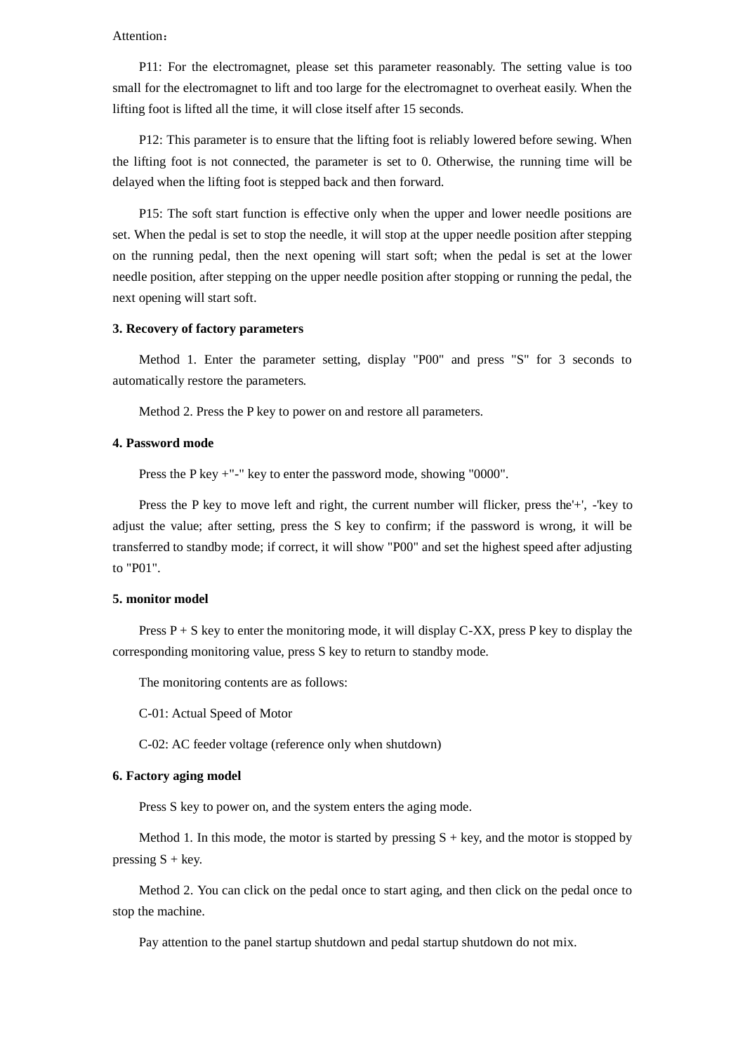Attention：

P11: For the electromagnet, please set this parameter reasonably. The setting value is too small for the electromagnet to lift and too large for the electromagnet to overheat easily. When the lifting foot is lifted all the time, it will close itself after 15 seconds.

P12: This parameter is to ensure that the lifting foot is reliably lowered before sewing. When the lifting foot is not connected, the parameter is set to 0. Otherwise, the running time will be delayed when the lifting foot is stepped back and then forward.

P15: The soft start function is effective only when the upper and lower needle positions are set. When the pedal is set to stop the needle, it will stop at the upper needle position after stepping on the running pedal, then the next opening will start soft; when the pedal is set at the lower needle position, after stepping on the upper needle position after stopping or running the pedal, the next opening will start soft.

**3. Recovery of factory parameters**

Method 1. Enter the parameter setting, display "P00" and press "S" for 3 seconds to automatically restore the parameters.

Method 2. Press the P key to power on and restore all parameters.

**4. Password mode**

Press the P key +"-" key to enter the password mode, showing "0000".

Press the P key to move left and right, the current number will flicker, press the'+', -'key to adjust the value; after setting, press the S key to confirm; if the password is wrong, it will be transferred to standby mode; if correct, it will show "P00" and set the highest speed after adjusting to "P01".

**5. monitor model**

Press P + S key to enter the monitoring mode, it will display C-XX, press P key to display the corresponding monitoring value, press S key to return to standby mode.

The monitoring contents are as follows:

C-01: Actual Speed of Motor

C-02: AC feeder voltage (reference only when shutdown)

**6. Factory aging model**

Press S key to power on, and the system enters the aging mode.

Method 1. In this mode, the motor is started by pressing S + key, and the motor is stopped by pressing S + key.

Method 2. You can click on the pedal once to start aging, and then click on the pedal once to stop the machine.

Pay attention to the panel startup shutdown and pedal startup shutdown do not mix.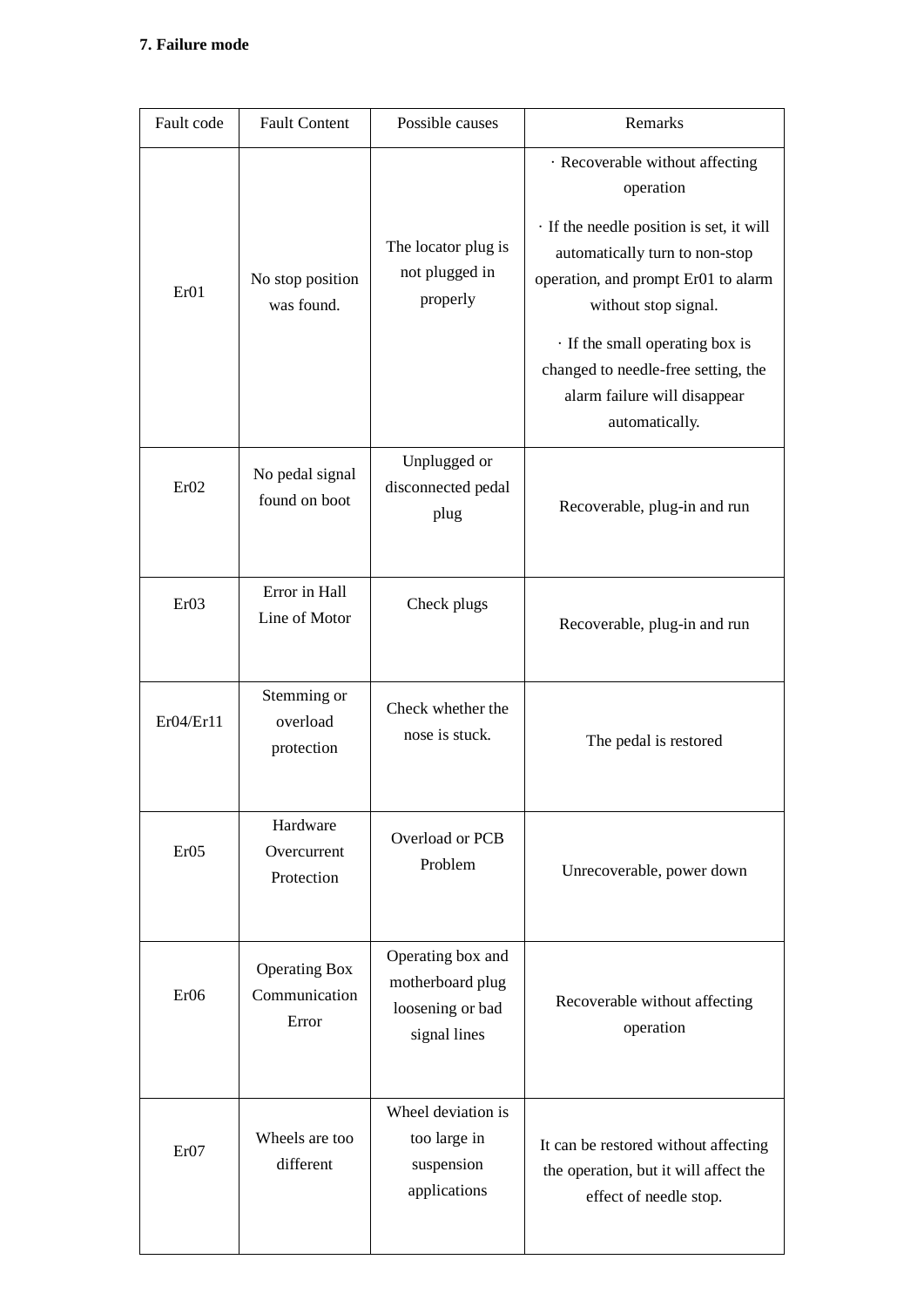**7. Failure mode**

| Fault code | Fault Content | Possible causes | Remarks |
| --- | --- | --- | --- |
| Er01 | No stop position was found. | The locator plug is not plugged in properly | · Recoverable without affecting operation<br>· If the needle position is set, it will automatically turn to non-stop operation, and prompt Er01 to alarm without stop signal.<br>· If the small operating box is changed to needle-free setting, the alarm failure will disappear automatically. |
| Er02 | No pedal signal found on boot | Unplugged or disconnected pedal plug | Recoverable, plug-in and run |
| Er03 | Error in Hall Line of Motor | Check plugs | Recoverable, plug-in and run |
| Er04/Er11 | Stemming or overload protection | Check whether the nose is stuck. | The pedal is restored |
| Er05 | Hardware Overcurrent Protection | Overload or PCB Problem | Unrecoverable, power down |
| Er06 | Operating Box Communication Error | Operating box and motherboard plug loosening or bad signal lines | Recoverable without affecting operation |
| Er07 | Wheels are too different | Wheel deviation is too large in suspension applications | It can be restored without affecting the operation, but it will affect the effect of needle stop. |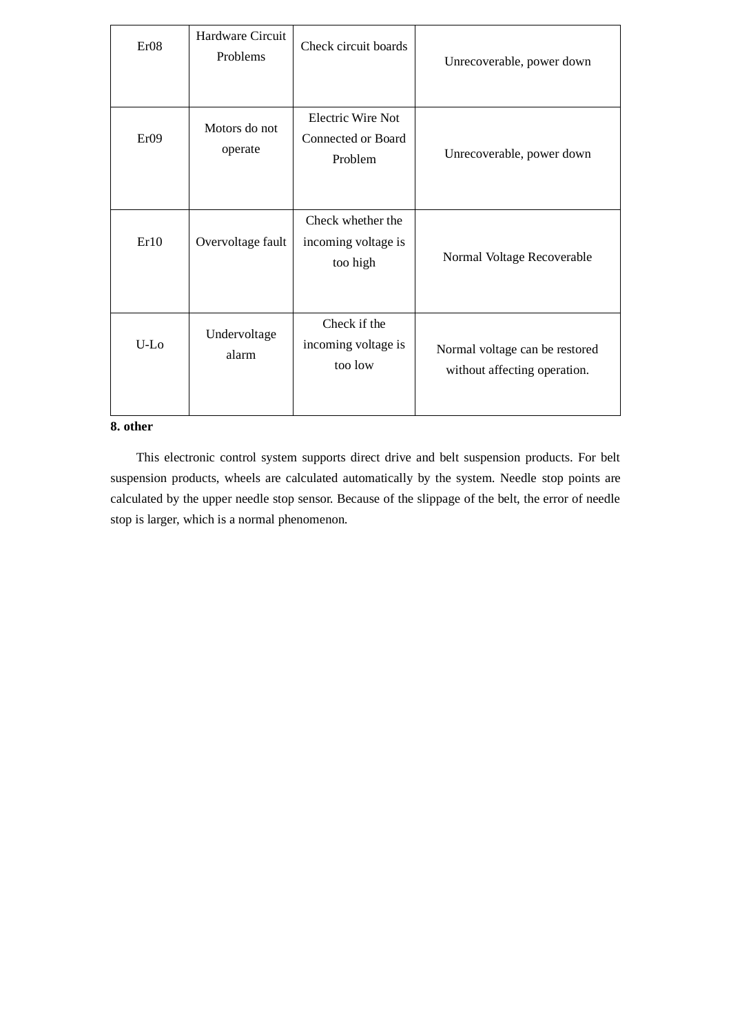| | | | |
|---|---|---|---|
| Er08 | Hardware Circuit Problems | Check circuit boards | Unrecoverable, power down |
| Er09 | Motors do not operate | Electric Wire Not Connected or Board Problem | Unrecoverable, power down |
| Er10 | Overvoltage fault | Check whether the incoming voltage is too high | Normal Voltage Recoverable |
| U-Lo | Undervoltage alarm | Check if the incoming voltage is too low | Normal voltage can be restored without affecting operation. |

**8. other**

This electronic control system supports direct drive and belt suspension products. For belt suspension products, wheels are calculated automatically by the system. Needle stop points are calculated by the upper needle stop sensor. Because of the slippage of the belt, the error of needle stop is larger, which is a normal phenomenon.